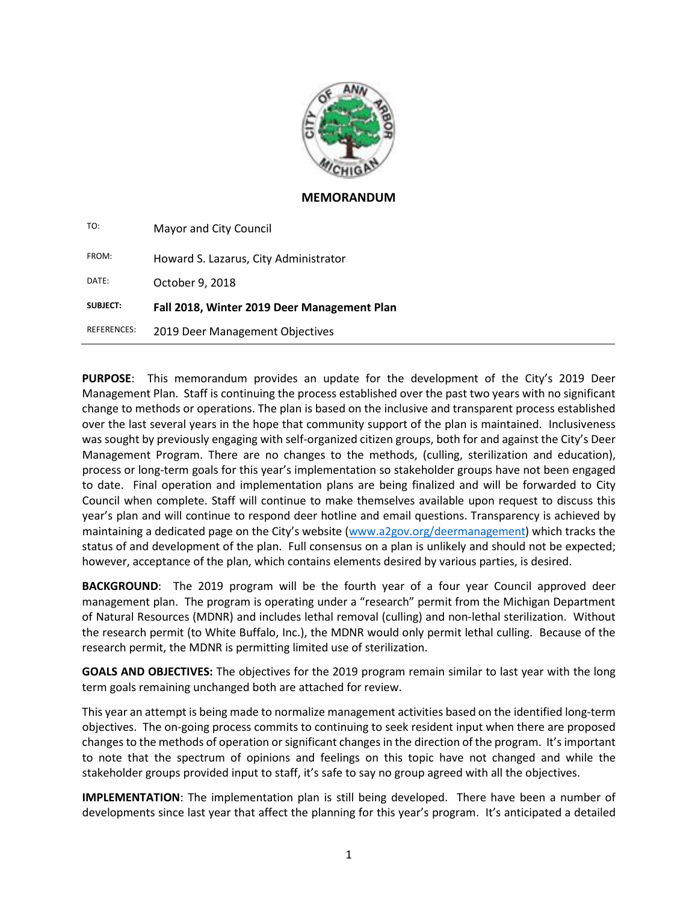# MEMORANDUM

| | |
|---|---|
| TO: | Mayor and City Council |
| FROM: | Howard S. Lazarus, City Administrator |
| DATE: | October 9, 2018 |
| **SUBJECT:** | **Fall 2018, Winter 2019 Deer Management Plan** |
| REFERENCES: | 2019 Deer Management Objectives |

**PURPOSE**: This memorandum provides an update for the development of the City's 2019 Deer Management Plan. Staff is continuing the process established over the past two years with no significant change to methods or operations. The plan is based on the inclusive and transparent process established over the last several years in the hope that community support of the plan is maintained. Inclusiveness was sought by previously engaging with self-organized citizen groups, both for and against the City's Deer Management Program. There are no changes to the methods, (culling, sterilization and education), process or long-term goals for this year's implementation so stakeholder groups have not been engaged to date. Final operation and implementation plans are being finalized and will be forwarded to City Council when complete. Staff will continue to make themselves available upon request to discuss this year's plan and will continue to respond deer hotline and email questions. Transparency is achieved by maintaining a dedicated page on the City's website (www.a2gov.org/deermanagement) which tracks the status of and development of the plan. Full consensus on a plan is unlikely and should not be expected; however, acceptance of the plan, which contains elements desired by various parties, is desired.

**BACKGROUND**: The 2019 program will be the fourth year of a four year Council approved deer management plan. The program is operating under a "research" permit from the Michigan Department of Natural Resources (MDNR) and includes lethal removal (culling) and non-lethal sterilization. Without the research permit (to White Buffalo, Inc.), the MDNR would only permit lethal culling. Because of the research permit, the MDNR is permitting limited use of sterilization.

**GOALS AND OBJECTIVES:** The objectives for the 2019 program remain similar to last year with the long term goals remaining unchanged both are attached for review.

This year an attempt is being made to normalize management activities based on the identified long-term objectives. The on-going process commits to continuing to seek resident input when there are proposed changes to the methods of operation or significant changes in the direction of the program. It's important to note that the spectrum of opinions and feelings on this topic have not changed and while the stakeholder groups provided input to staff, it's safe to say no group agreed with all the objectives.

**IMPLEMENTATION**: The implementation plan is still being developed. There have been a number of developments since last year that affect the planning for this year's program. It's anticipated a detailed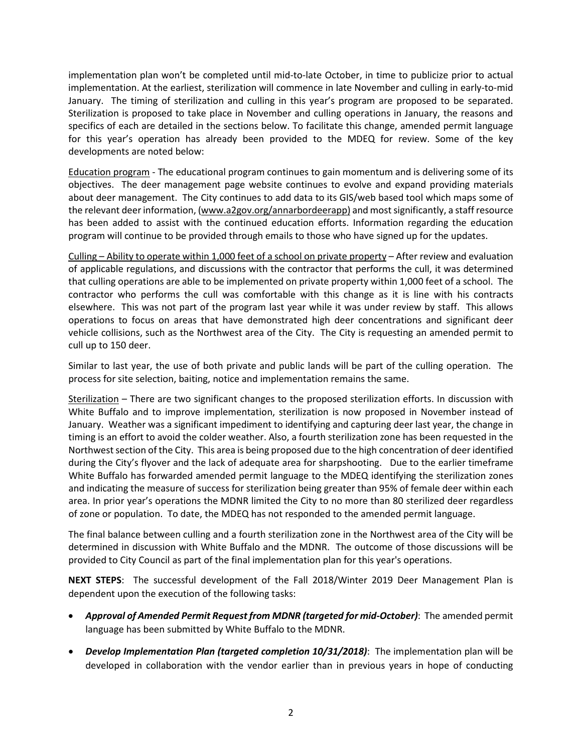implementation plan won't be completed until mid-to-late October, in time to publicize prior to actual implementation. At the earliest, sterilization will commence in late November and culling in early-to-mid January. The timing of sterilization and culling in this year's program are proposed to be separated. Sterilization is proposed to take place in November and culling operations in January, the reasons and specifics of each are detailed in the sections below. To facilitate this change, amended permit language for this year's operation has already been provided to the MDEQ for review. Some of the key developments are noted below:

<u>Education program</u> - The educational program continues to gain momentum and is delivering some of its objectives. The deer management page website continues to evolve and expand providing materials about deer management. The City continues to add data to its GIS/web based tool which maps some of the relevant deer information, (www.a2gov.org/annarbordeerapp) and most significantly, a staff resource has been added to assist with the continued education efforts. Information regarding the education program will continue to be provided through emails to those who have signed up for the updates.

<u>Culling – Ability to operate within 1,000 feet of a school on private property</u> – After review and evaluation of applicable regulations, and discussions with the contractor that performs the cull, it was determined that culling operations are able to be implemented on private property within 1,000 feet of a school. The contractor who performs the cull was comfortable with this change as it is line with his contracts elsewhere. This was not part of the program last year while it was under review by staff. This allows operations to focus on areas that have demonstrated high deer concentrations and significant deer vehicle collisions, such as the Northwest area of the City. The City is requesting an amended permit to cull up to 150 deer.

Similar to last year, the use of both private and public lands will be part of the culling operation. The process for site selection, baiting, notice and implementation remains the same.

<u>Sterilization</u> – There are two significant changes to the proposed sterilization efforts. In discussion with White Buffalo and to improve implementation, sterilization is now proposed in November instead of January. Weather was a significant impediment to identifying and capturing deer last year, the change in timing is an effort to avoid the colder weather. Also, a fourth sterilization zone has been requested in the Northwest section of the City. This area is being proposed due to the high concentration of deer identified during the City's flyover and the lack of adequate area for sharpshooting. Due to the earlier timeframe White Buffalo has forwarded amended permit language to the MDEQ identifying the sterilization zones and indicating the measure of success for sterilization being greater than 95% of female deer within each area. In prior year's operations the MDNR limited the City to no more than 80 sterilized deer regardless of zone or population. To date, the MDEQ has not responded to the amended permit language.

The final balance between culling and a fourth sterilization zone in the Northwest area of the City will be determined in discussion with White Buffalo and the MDNR. The outcome of those discussions will be provided to City Council as part of the final implementation plan for this year's operations.

**NEXT STEPS**: The successful development of the Fall 2018/Winter 2019 Deer Management Plan is dependent upon the execution of the following tasks:

- ***Approval of Amended Permit Request from MDNR (targeted for mid-October)***: The amended permit language has been submitted by White Buffalo to the MDNR.
- ***Develop Implementation Plan (targeted completion 10/31/2018)***: The implementation plan will be developed in collaboration with the vendor earlier than in previous years in hope of conducting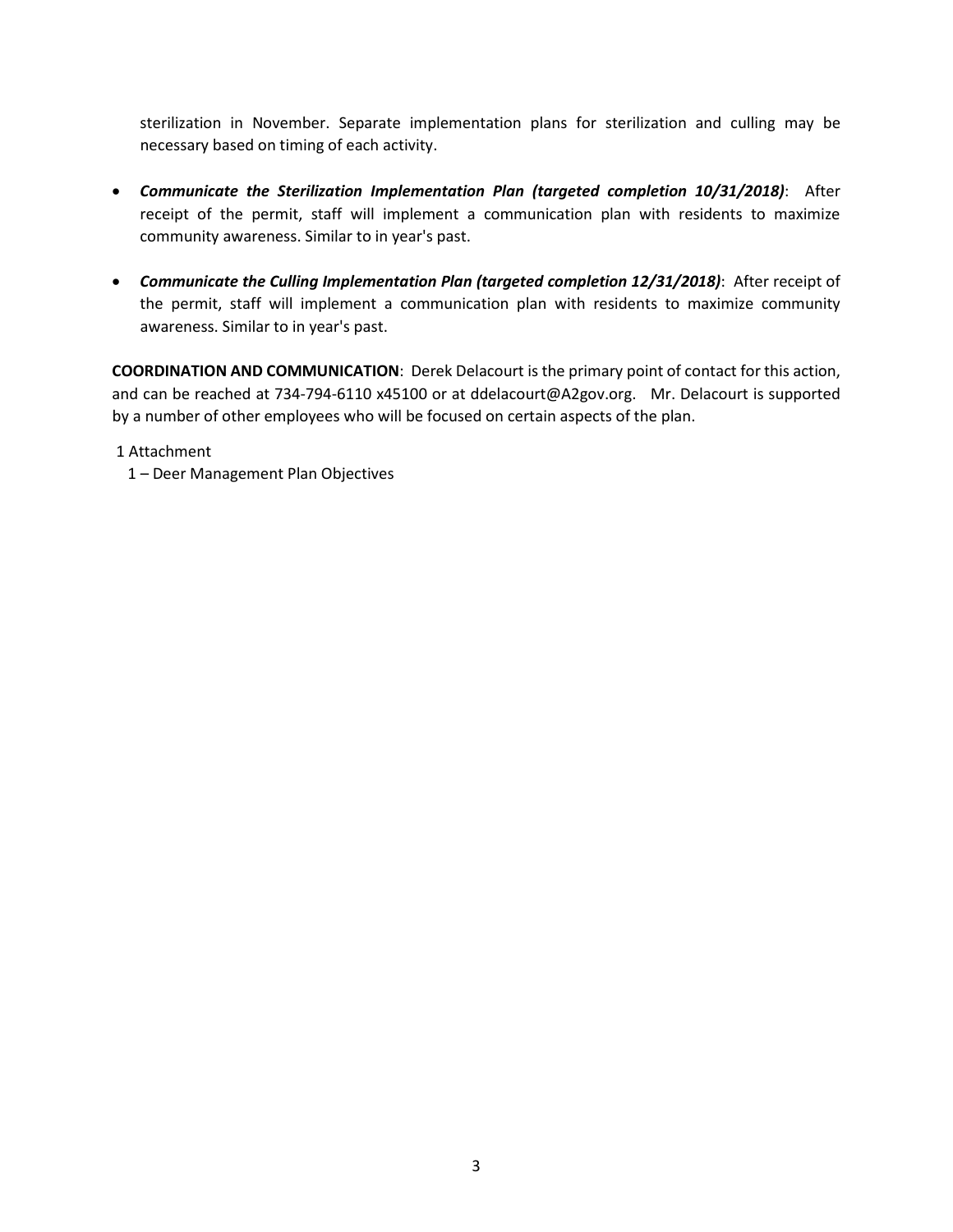sterilization in November. Separate implementation plans for sterilization and culling may be necessary based on timing of each activity.

- ***Communicate the Sterilization Implementation Plan (targeted completion 10/31/2018)***: After receipt of the permit, staff will implement a communication plan with residents to maximize community awareness. Similar to in year's past.

- ***Communicate the Culling Implementation Plan (targeted completion 12/31/2018)***: After receipt of the permit, staff will implement a communication plan with residents to maximize community awareness. Similar to in year's past.

**COORDINATION AND COMMUNICATION**: Derek Delacourt is the primary point of contact for this action, and can be reached at 734-794-6110 x45100 or at ddelacourt@A2gov.org. Mr. Delacourt is supported by a number of other employees who will be focused on certain aspects of the plan.

1 Attachment
1 – Deer Management Plan Objectives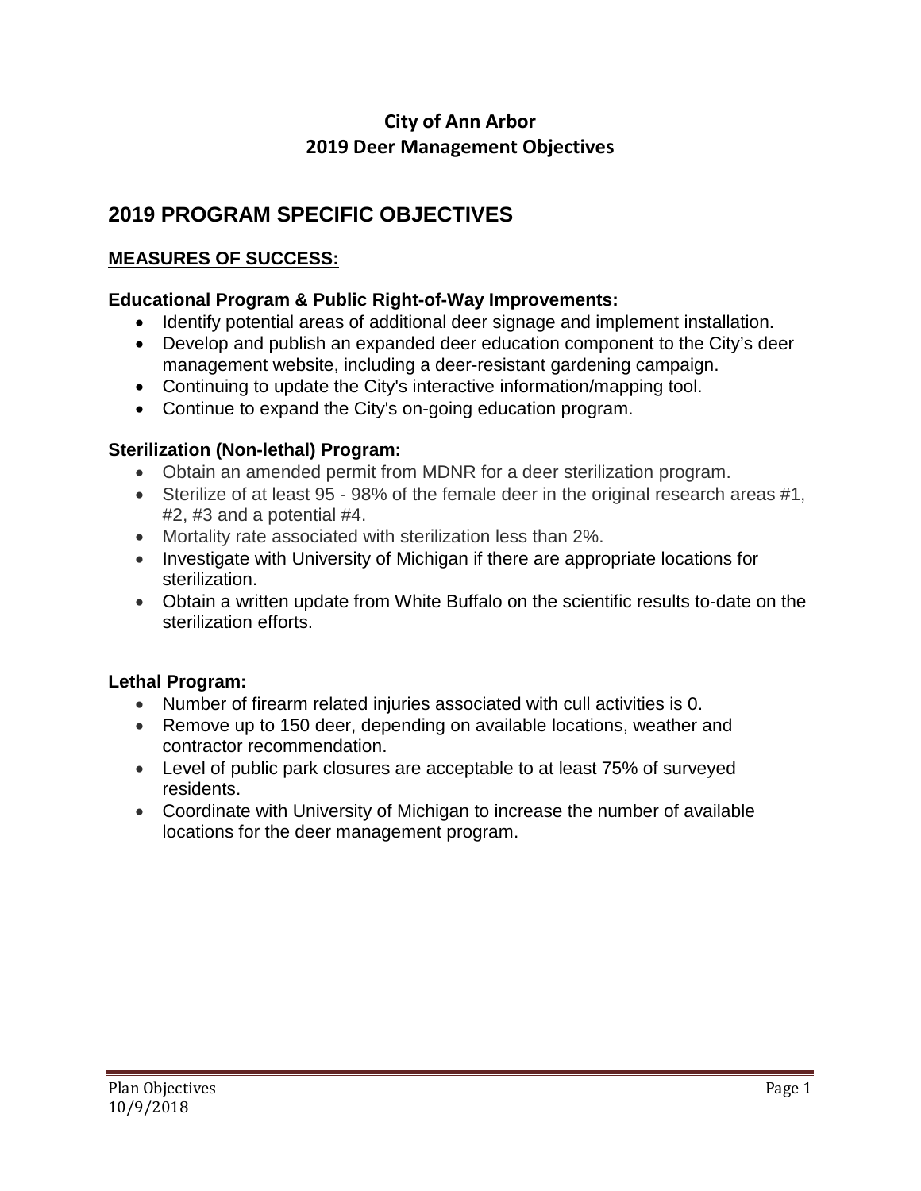# City of Ann Arbor
# 2019 Deer Management Objectives

## 2019 PROGRAM SPECIFIC OBJECTIVES

### MEASURES OF SUCCESS:

**Educational Program & Public Right-of-Way Improvements:**

- Identify potential areas of additional deer signage and implement installation.
- Develop and publish an expanded deer education component to the City's deer management website, including a deer-resistant gardening campaign.
- Continuing to update the City's interactive information/mapping tool.
- Continue to expand the City's on-going education program.

**Sterilization (Non-lethal) Program:**

- Obtain an amended permit from MDNR for a deer sterilization program.
- Sterilize of at least 95 - 98% of the female deer in the original research areas #1, #2, #3 and a potential #4.
- Mortality rate associated with sterilization less than 2%.
- Investigate with University of Michigan if there are appropriate locations for sterilization.
- Obtain a written update from White Buffalo on the scientific results to-date on the sterilization efforts.

**Lethal Program:**

- Number of firearm related injuries associated with cull activities is 0.
- Remove up to 150 deer, depending on available locations, weather and contractor recommendation.
- Level of public park closures are acceptable to at least 75% of surveyed residents.
- Coordinate with University of Michigan to increase the number of available locations for the deer management program.